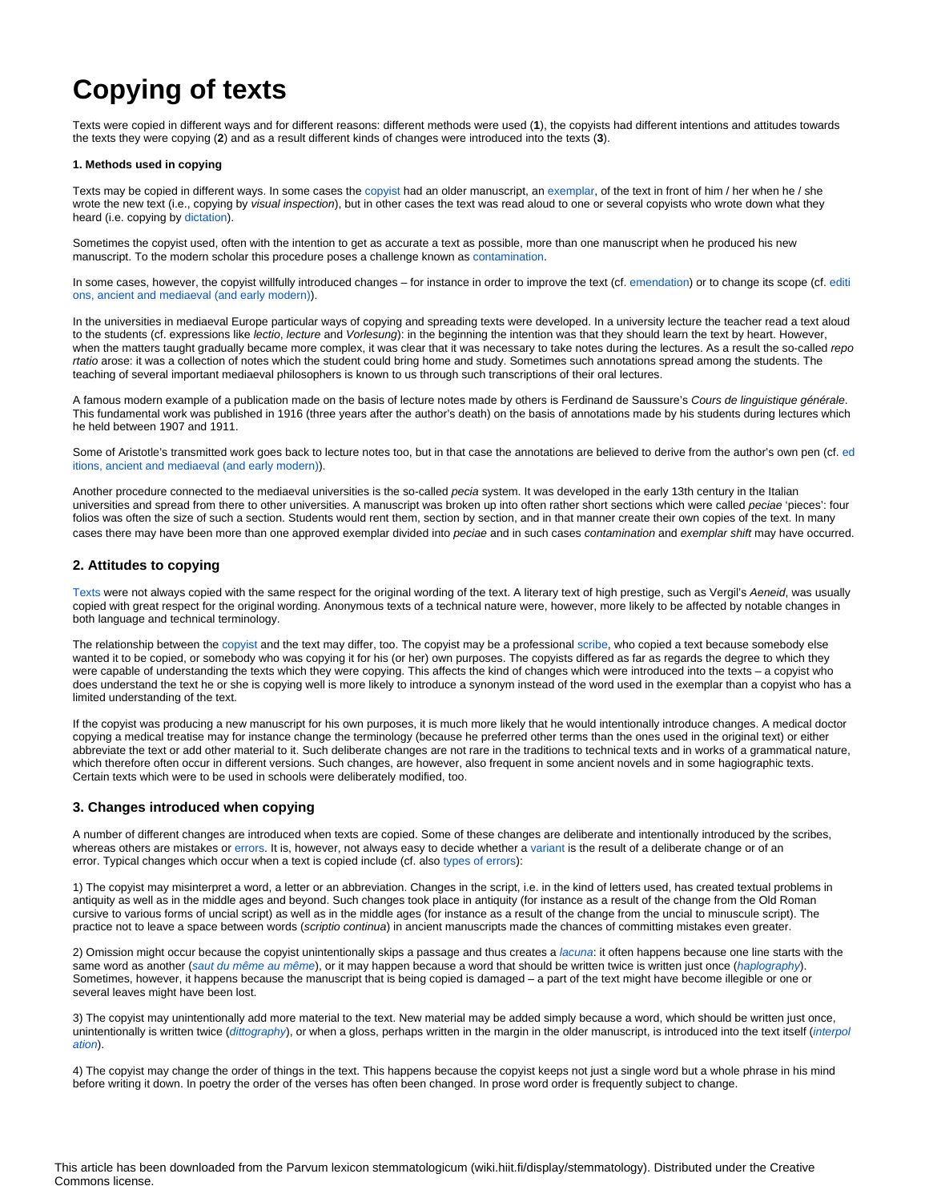# Copying of texts

Texts were copied in different ways and for different reasons: different methods were used (**1**), the copyists had different intentions and attitudes towards the texts they were copying (**2**) and as a result different kinds of changes were introduced into the texts (**3**).

#### 1. Methods used in copying

Texts may be copied in different ways. In some cases the copyist had an older manuscript, an exemplar, of the text in front of him / her when he / she wrote the new text (i.e., copying by *visual inspection*), but in other cases the text was read aloud to one or several copyists who wrote down what they heard (i.e. copying by dictation).

Sometimes the copyist used, often with the intention to get as accurate a text as possible, more than one manuscript when he produced his new manuscript. To the modern scholar this procedure poses a challenge known as contamination.

In some cases, however, the copyist willfully introduced changes – for instance in order to improve the text (cf. emendation) or to change its scope (cf. editions, ancient and mediaeval (and early modern)).

In the universities in mediaeval Europe particular ways of copying and spreading texts were developed. In a university lecture the teacher read a text aloud to the students (cf. expressions like *lectio*, *lecture* and *Vorlesung*): in the beginning the intention was that they should learn the text by heart. However, when the matters taught gradually became more complex, it was clear that it was necessary to take notes during the lectures. As a result the so-called *reportatio* arose: it was a collection of notes which the student could bring home and study. Sometimes such annotations spread among the students. The teaching of several important mediaeval philosophers is known to us through such transcriptions of their oral lectures.

A famous modern example of a publication made on the basis of lecture notes made by others is Ferdinand de Saussure's *Cours de linguistique générale*. This fundamental work was published in 1916 (three years after the author's death) on the basis of annotations made by his students during lectures which he held between 1907 and 1911.

Some of Aristotle's transmitted work goes back to lecture notes too, but in that case the annotations are believed to derive from the author's own pen (cf. editions, ancient and mediaeval (and early modern)).

Another procedure connected to the mediaeval universities is the so-called *pecia* system. It was developed in the early 13th century in the Italian universities and spread from there to other universities. A manuscript was broken up into often rather short sections which were called *peciae* 'pieces': four folios was often the size of such a section. Students would rent them, section by section, and in that manner create their own copies of the text. In many cases there may have been more than one approved exemplar divided into *peciae* and in such cases *contamination* and *exemplar shift* may have occurred.

## 2. Attitudes to copying

Texts were not always copied with the same respect for the original wording of the text. A literary text of high prestige, such as Vergil's *Aeneid*, was usually copied with great respect for the original wording. Anonymous texts of a technical nature were, however, more likely to be affected by notable changes in both language and technical terminology.

The relationship between the copyist and the text may differ, too. The copyist may be a professional scribe, who copied a text because somebody else wanted it to be copied, or somebody who was copying it for his (or her) own purposes. The copyists differed as far as regards the degree to which they were capable of understanding the texts which they were copying. This affects the kind of changes which were introduced into the texts – a copyist who does understand the text he or she is copying well is more likely to introduce a synonym instead of the word used in the exemplar than a copyist who has a limited understanding of the text.

If the copyist was producing a new manuscript for his own purposes, it is much more likely that he would intentionally introduce changes. A medical doctor copying a medical treatise may for instance change the terminology (because he preferred other terms than the ones used in the original text) or either abbreviate the text or add other material to it. Such deliberate changes are not rare in the traditions to technical texts and in works of a grammatical nature, which therefore often occur in different versions. Such changes, are however, also frequent in some ancient novels and in some hagiographic texts. Certain texts which were to be used in schools were deliberately modified, too.

## 3. Changes introduced when copying

A number of different changes are introduced when texts are copied. Some of these changes are deliberate and intentionally introduced by the scribes, whereas others are mistakes or errors. It is, however, not always easy to decide whether a variant is the result of a deliberate change or of an error. Typical changes which occur when a text is copied include (cf. also types of errors):

1) The copyist may misinterpret a word, a letter or an abbreviation. Changes in the script, i.e. in the kind of letters used, has created textual problems in antiquity as well as in the middle ages and beyond. Such changes took place in antiquity (for instance as a result of the change from the Old Roman cursive to various forms of uncial script) as well as in the middle ages (for instance as a result of the change from the uncial to minuscule script). The practice not to leave a space between words (*scriptio continua*) in ancient manuscripts made the chances of committing mistakes even greater.

2) Omission might occur because the copyist unintentionally skips a passage and thus creates a *lacuna*: it often happens because one line starts with the same word as another (*saut du même au même*), or it may happen because a word that should be written twice is written just once (*haplography*). Sometimes, however, it happens because the manuscript that is being copied is damaged – a part of the text might have become illegible or one or several leaves might have been lost.

3) The copyist may unintentionally add more material to the text. New material may be added simply because a word, which should be written just once, unintentionally is written twice (*dittography*), or when a gloss, perhaps written in the margin in the older manuscript, is introduced into the text itself (*interpolation*).

4) The copyist may change the order of things in the text. This happens because the copyist keeps not just a single word but a whole phrase in his mind before writing it down. In poetry the order of the verses has often been changed. In prose word order is frequently subject to change.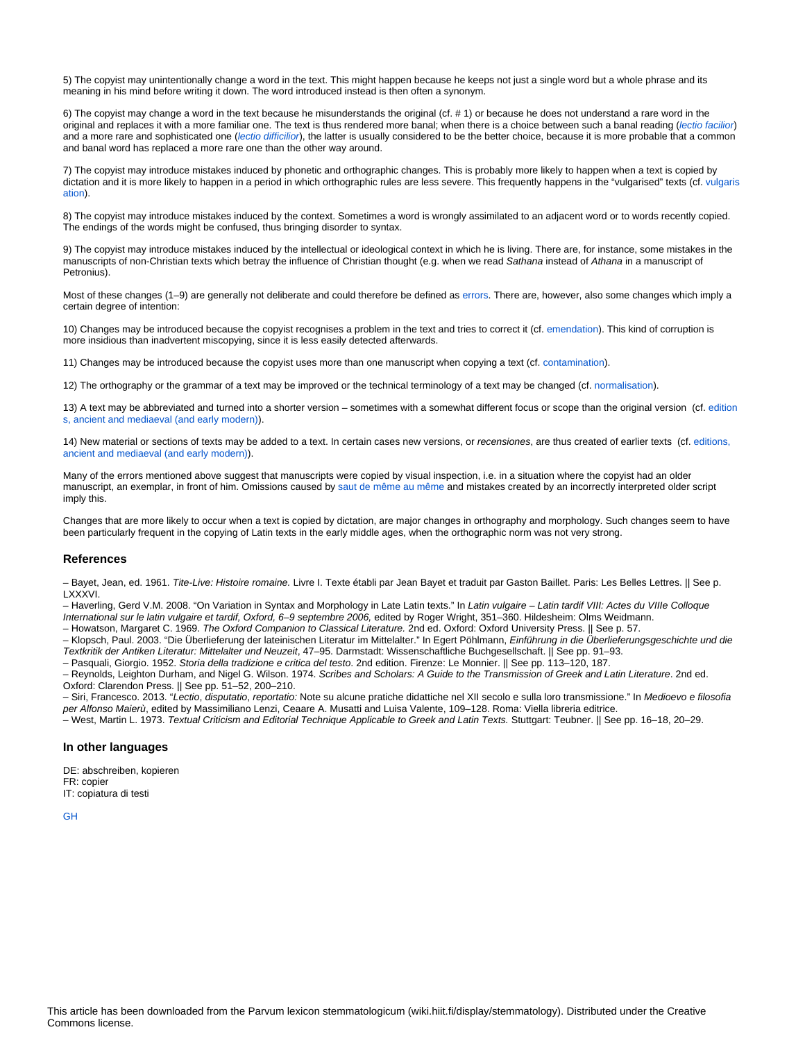5) The copyist may unintentionally change a word in the text. This might happen because he keeps not just a single word but a whole phrase and its meaning in his mind before writing it down. The word introduced instead is then often a synonym.

6) The copyist may change a word in the text because he misunderstands the original (cf. # 1) or because he does not understand a rare word in the original and replaces it with a more familiar one. The text is thus rendered more banal; when there is a choice between such a banal reading (*lectio facilior*) and a more rare and sophisticated one (*lectio difficilior*), the latter is usually considered to be the better choice, because it is more probable that a common and banal word has replaced a more rare one than the other way around.

7) The copyist may introduce mistakes induced by phonetic and orthographic changes. This is probably more likely to happen when a text is copied by dictation and it is more likely to happen in a period in which orthographic rules are less severe. This frequently happens in the "vulgarised" texts (cf. vulgarisation).

8) The copyist may introduce mistakes induced by the context. Sometimes a word is wrongly assimilated to an adjacent word or to words recently copied. The endings of the words might be confused, thus bringing disorder to syntax.

9) The copyist may introduce mistakes induced by the intellectual or ideological context in which he is living. There are, for instance, some mistakes in the manuscripts of non-Christian texts which betray the influence of Christian thought (e.g. when we read *Sathana* instead of *Athana* in a manuscript of Petronius).

Most of these changes (1–9) are generally not deliberate and could therefore be defined as errors. There are, however, also some changes which imply a certain degree of intention:

10) Changes may be introduced because the copyist recognises a problem in the text and tries to correct it (cf. emendation). This kind of corruption is more insidious than inadvertent miscopying, since it is less easily detected afterwards.

11) Changes may be introduced because the copyist uses more than one manuscript when copying a text (cf. contamination).

12) The orthography or the grammar of a text may be improved or the technical terminology of a text may be changed (cf. normalisation).

13) A text may be abbreviated and turned into a shorter version – sometimes with a somewhat different focus or scope than the original version (cf. editions, ancient and mediaeval (and early modern)).

14) New material or sections of texts may be added to a text. In certain cases new versions, or *recensiones*, are thus created of earlier texts (cf. editions, ancient and mediaeval (and early modern)).

Many of the errors mentioned above suggest that manuscripts were copied by visual inspection, i.e. in a situation where the copyist had an older manuscript, an exemplar, in front of him. Omissions caused by saut de même au même and mistakes created by an incorrectly interpreted older script imply this.

Changes that are more likely to occur when a text is copied by dictation, are major changes in orthography and morphology. Such changes seem to have been particularly frequent in the copying of Latin texts in the early middle ages, when the orthographic norm was not very strong.

### References

– Bayet, Jean, ed. 1961. *Tite-Live: Histoire romaine.* Livre I. Texte établi par Jean Bayet et traduit par Gaston Baillet. Paris: Les Belles Lettres. || See p. LXXXVI.
– Haverling, Gerd V.M. 2008. "On Variation in Syntax and Morphology in Late Latin texts." In *Latin vulgaire – Latin tardif VIII: Actes du VIIIe Colloque International sur le latin vulgaire et tardif, Oxford, 6–9 septembre 2006,* edited by Roger Wright, 351–360. Hildesheim: Olms Weidmann.
– Howatson, Margaret C. 1969. *The Oxford Companion to Classical Literature.* 2nd ed. Oxford: Oxford University Press. || See p. 57.
– Klopsch, Paul. 2003. "Die Überlieferung der lateinischen Literatur im Mittelalter." In Egert Pöhlmann, *Einführung in die Überlieferungsgeschichte und die Textkritik der Antiken Literatur: Mittelalter und Neuzeit*, 47–95. Darmstadt: Wissenschaftliche Buchgesellschaft. || See pp. 91–93.
– Pasquali, Giorgio. 1952. *Storia della tradizione e critica del testo.* 2nd edition. Firenze: Le Monnier. || See pp. 113–120, 187.
– Reynolds, Leighton Durham, and Nigel G. Wilson. 1974. *Scribes and Scholars: A Guide to the Transmission of Greek and Latin Literature*. 2nd ed. Oxford: Clarendon Press. || See pp. 51–52, 200–210.
– Siri, Francesco. 2013. "*Lectio*, *disputatio*, *reportatio:* Note su alcune pratiche didattiche nel XII secolo e sulla loro transmissione." In *Medioevo e filosofia per Alfonso Maierù*, edited by Massimiliano Lenzi, Ceaare A. Musatti and Luisa Valente, 109–128. Roma: Viella libreria editrice.
– West, Martin L. 1973. *Textual Criticism and Editorial Technique Applicable to Greek and Latin Texts.* Stuttgart: Teubner. || See pp. 16–18, 20–29.

### In other languages

DE: abschreiben, kopieren
FR: copier
IT: copiatura di testi

GH

This article has been downloaded from the Parvum lexicon stemmatologicum (wiki.hiit.fi/display/stemmatology). Distributed under the Creative Commons license.